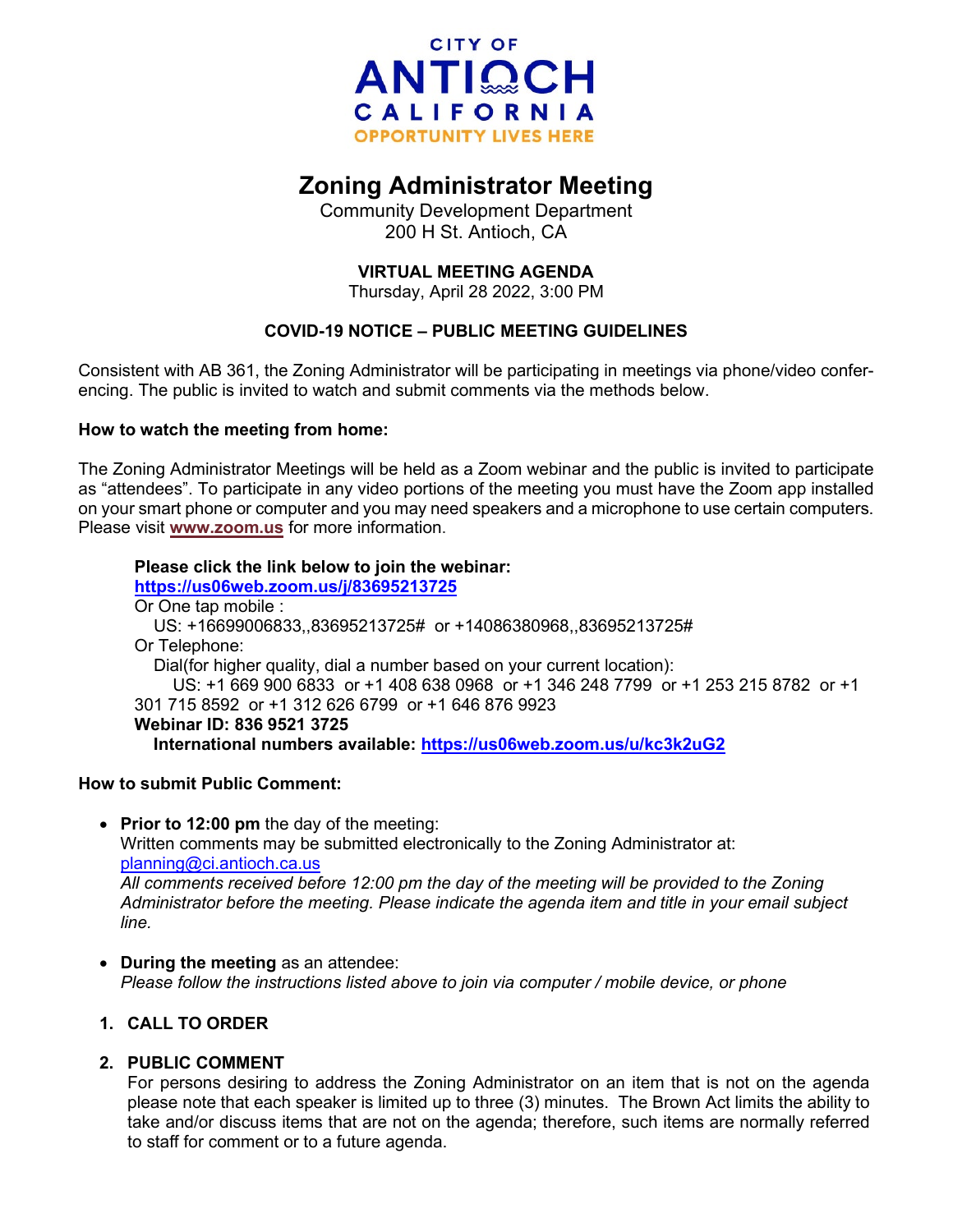CITY OF

ANTIOCH

CALIFORNIA

OPPORTUNITY LIVES HERE

# Zoning Administrator Meeting

Community Development Department
200 H St. Antioch, CA

**VIRTUAL MEETING AGENDA**
Thursday, April 28 2022, 3:00 PM

**COVID-19 NOTICE – PUBLIC MEETING GUIDELINES**

Consistent with AB 361, the Zoning Administrator will be participating in meetings via phone/video conferencing. The public is invited to watch and submit comments via the methods below.

**How to watch the meeting from home:**

The Zoning Administrator Meetings will be held as a Zoom webinar and the public is invited to participate as "attendees". To participate in any video portions of the meeting you must have the Zoom app installed on your smart phone or computer and you may need speakers and a microphone to use certain computers. Please visit **www.zoom.us** for more information.

**Please click the link below to join the webinar:**
**https://us06web.zoom.us/j/83695213725**
Or One tap mobile :
US: +16699006833,,83695213725# or +14086380968,,83695213725#
Or Telephone:
Dial(for higher quality, dial a number based on your current location):
US: +1 669 900 6833 or +1 408 638 0968 or +1 346 248 7799 or +1 253 215 8782 or +1 301 715 8592 or +1 312 626 6799 or +1 646 876 9923
**Webinar ID: 836 9521 3725**
**International numbers available: https://us06web.zoom.us/u/kc3k2uG2**

**How to submit Public Comment:**

- **Prior to 12:00 pm** the day of the meeting:
  Written comments may be submitted electronically to the Zoning Administrator at: planning@ci.antioch.ca.us
  *All comments received before 12:00 pm the day of the meeting will be provided to the Zoning Administrator before the meeting. Please indicate the agenda item and title in your email subject line.*

- **During the meeting** as an attendee:
  *Please follow the instructions listed above to join via computer / mobile device, or phone*

1. **CALL TO ORDER**

2. **PUBLIC COMMENT**
   For persons desiring to address the Zoning Administrator on an item that is not on the agenda please note that each speaker is limited up to three (3) minutes. The Brown Act limits the ability to take and/or discuss items that are not on the agenda; therefore, such items are normally referred to staff for comment or to a future agenda.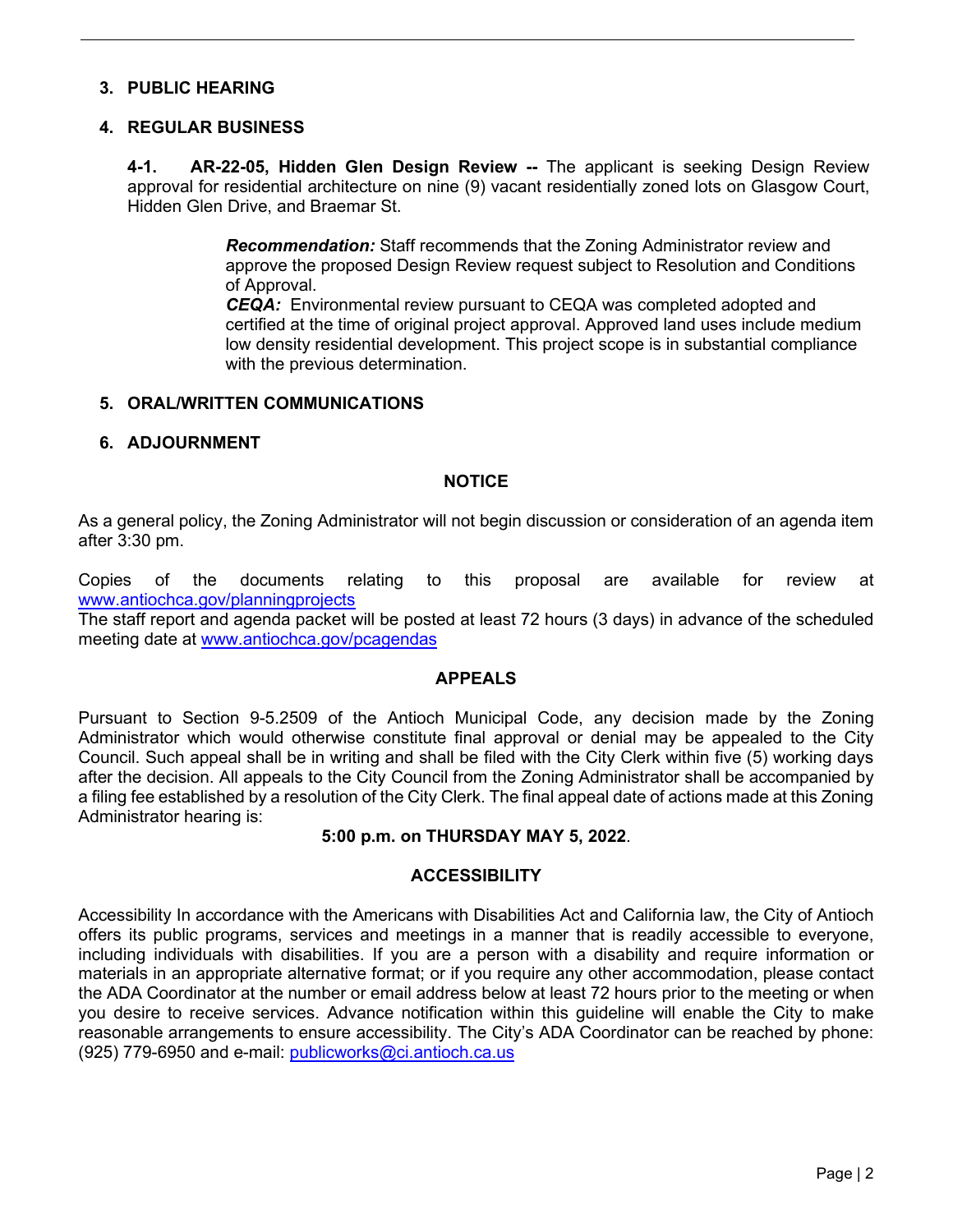## 3. PUBLIC HEARING

## 4. REGULAR BUSINESS

**4-1. AR-22-05, Hidden Glen Design Review --** The applicant is seeking Design Review approval for residential architecture on nine (9) vacant residentially zoned lots on Glasgow Court, Hidden Glen Drive, and Braemar St.

> ***Recommendation:*** Staff recommends that the Zoning Administrator review and approve the proposed Design Review request subject to Resolution and Conditions of Approval.
> ***CEQA:*** Environmental review pursuant to CEQA was completed adopted and certified at the time of original project approval. Approved land uses include medium low density residential development. This project scope is in substantial compliance with the previous determination.

## 5. ORAL/WRITTEN COMMUNICATIONS

## 6. ADJOURNMENT

### NOTICE

As a general policy, the Zoning Administrator will not begin discussion or consideration of an agenda item after 3:30 pm.

Copies of the documents relating to this proposal are available for review at www.antiochca.gov/planningprojects
The staff report and agenda packet will be posted at least 72 hours (3 days) in advance of the scheduled meeting date at www.antiochca.gov/pcagendas

### APPEALS

Pursuant to Section 9-5.2509 of the Antioch Municipal Code, any decision made by the Zoning Administrator which would otherwise constitute final approval or denial may be appealed to the City Council. Such appeal shall be in writing and shall be filed with the City Clerk within five (5) working days after the decision. All appeals to the City Council from the Zoning Administrator shall be accompanied by a filing fee established by a resolution of the City Clerk. The final appeal date of actions made at this Zoning Administrator hearing is:

**5:00 p.m. on THURSDAY MAY 5, 2022**.

### ACCESSIBILITY

Accessibility In accordance with the Americans with Disabilities Act and California law, the City of Antioch offers its public programs, services and meetings in a manner that is readily accessible to everyone, including individuals with disabilities. If you are a person with a disability and require information or materials in an appropriate alternative format; or if you require any other accommodation, please contact the ADA Coordinator at the number or email address below at least 72 hours prior to the meeting or when you desire to receive services. Advance notification within this guideline will enable the City to make reasonable arrangements to ensure accessibility. The City's ADA Coordinator can be reached by phone: (925) 779-6950 and e-mail: publicworks@ci.antioch.ca.us